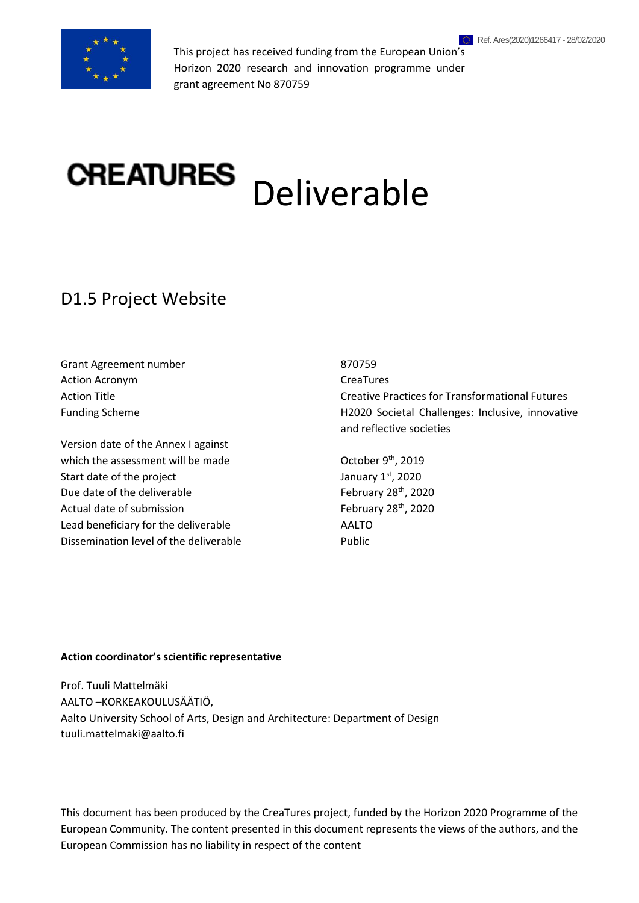Ref. Ares(2020)1266417 - 28/02/2020

This project has received funding from the European Union's Horizon 2020 research and innovation programme under grant agreement No 870759

# CREATURES Deliverable

## D1.5 Project Website

| | |
|---|---|
| Grant Agreement number | 870759 |
| Action Acronym | CreaTures |
| Action Title | Creative Practices for Transformational Futures |
| Funding Scheme | H2020 Societal Challenges: Inclusive, innovative and reflective societies |
| Version date of the Annex I against which the assessment will be made | October 9th, 2019 |
| Start date of the project | January 1st, 2020 |
| Due date of the deliverable | February 28th, 2020 |
| Actual date of submission | February 28th, 2020 |
| Lead beneficiary for the deliverable | AALTO |
| Dissemination level of the deliverable | Public |

**Action coordinator's scientific representative**

Prof. Tuuli Mattelmäki
AALTO –KORKEAKOULUSÄÄTIÖ,
Aalto University School of Arts, Design and Architecture: Department of Design
tuuli.mattelmaki@aalto.fi

This document has been produced by the CreaTures project, funded by the Horizon 2020 Programme of the European Community. The content presented in this document represents the views of the authors, and the European Commission has no liability in respect of the content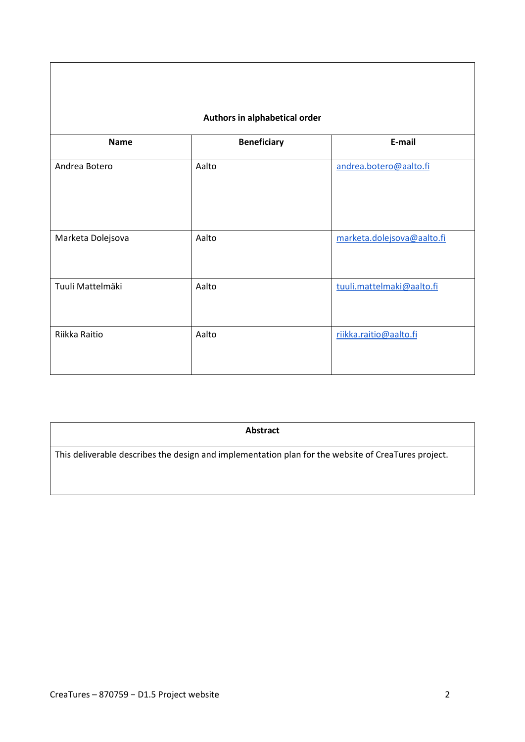| Authors in alphabetical order | | |
|---|---|---|
| **Name** | **Beneficiary** | **E-mail** |
| Andrea Botero | Aalto | andrea.botero@aalto.fi |
| Marketa Dolejsova | Aalto | marketa.dolejsova@aalto.fi |
| Tuuli Mattelmäki | Aalto | tuuli.mattelmaki@aalto.fi |
| Riikka Raitio | Aalto | riikka.raitio@aalto.fi |

| Abstract |
|---|
| This deliverable describes the design and implementation plan for the website of CreaTures project. |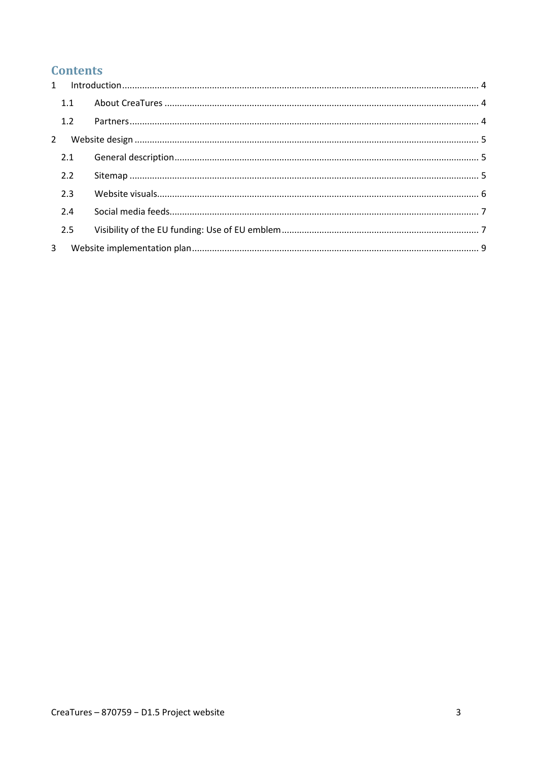# Contents

1 Introduction ..... 4

  1.1 About CreaTures ..... 4

  1.2 Partners ..... 4

2 Website design ..... 5

  2.1 General description ..... 5

  2.2 Sitemap ..... 5

  2.3 Website visuals ..... 6

  2.4 Social media feeds ..... 7

  2.5 Visibility of the EU funding: Use of EU emblem ..... 7

3 Website implementation plan ..... 9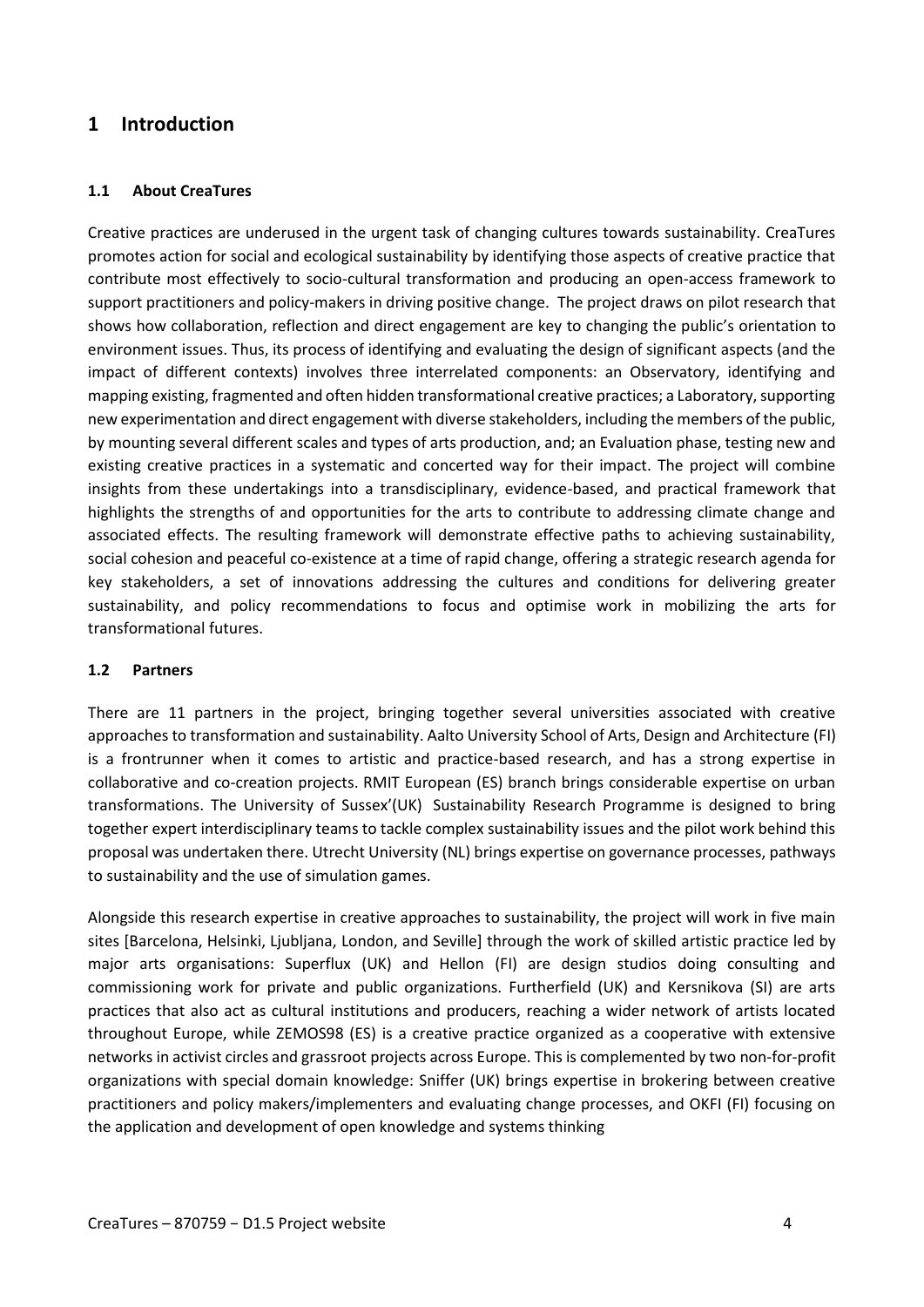# 1 Introduction

### 1.1 About CreaTures

Creative practices are underused in the urgent task of changing cultures towards sustainability. CreaTures promotes action for social and ecological sustainability by identifying those aspects of creative practice that contribute most effectively to socio-cultural transformation and producing an open-access framework to support practitioners and policy-makers in driving positive change. The project draws on pilot research that shows how collaboration, reflection and direct engagement are key to changing the public's orientation to environment issues. Thus, its process of identifying and evaluating the design of significant aspects (and the impact of different contexts) involves three interrelated components: an Observatory, identifying and mapping existing, fragmented and often hidden transformational creative practices; a Laboratory, supporting new experimentation and direct engagement with diverse stakeholders, including the members of the public, by mounting several different scales and types of arts production, and; an Evaluation phase, testing new and existing creative practices in a systematic and concerted way for their impact. The project will combine insights from these undertakings into a transdisciplinary, evidence-based, and practical framework that highlights the strengths of and opportunities for the arts to contribute to addressing climate change and associated effects. The resulting framework will demonstrate effective paths to achieving sustainability, social cohesion and peaceful co-existence at a time of rapid change, offering a strategic research agenda for key stakeholders, a set of innovations addressing the cultures and conditions for delivering greater sustainability, and policy recommendations to focus and optimise work in mobilizing the arts for transformational futures.

### 1.2 Partners

There are 11 partners in the project, bringing together several universities associated with creative approaches to transformation and sustainability. Aalto University School of Arts, Design and Architecture (FI) is a frontrunner when it comes to artistic and practice-based research, and has a strong expertise in collaborative and co-creation projects. RMIT European (ES) branch brings considerable expertise on urban transformations. The University of Sussex'(UK) Sustainability Research Programme is designed to bring together expert interdisciplinary teams to tackle complex sustainability issues and the pilot work behind this proposal was undertaken there. Utrecht University (NL) brings expertise on governance processes, pathways to sustainability and the use of simulation games.

Alongside this research expertise in creative approaches to sustainability, the project will work in five main sites [Barcelona, Helsinki, Ljubljana, London, and Seville] through the work of skilled artistic practice led by major arts organisations: Superflux (UK) and Hellon (FI) are design studios doing consulting and commissioning work for private and public organizations. Furtherfield (UK) and Kersnikova (SI) are arts practices that also act as cultural institutions and producers, reaching a wider network of artists located throughout Europe, while ZEMOS98 (ES) is a creative practice organized as a cooperative with extensive networks in activist circles and grassroot projects across Europe. This is complemented by two non-for-profit organizations with special domain knowledge: Sniffer (UK) brings expertise in brokering between creative practitioners and policy makers/implementers and evaluating change processes, and OKFI (FI) focusing on the application and development of open knowledge and systems thinking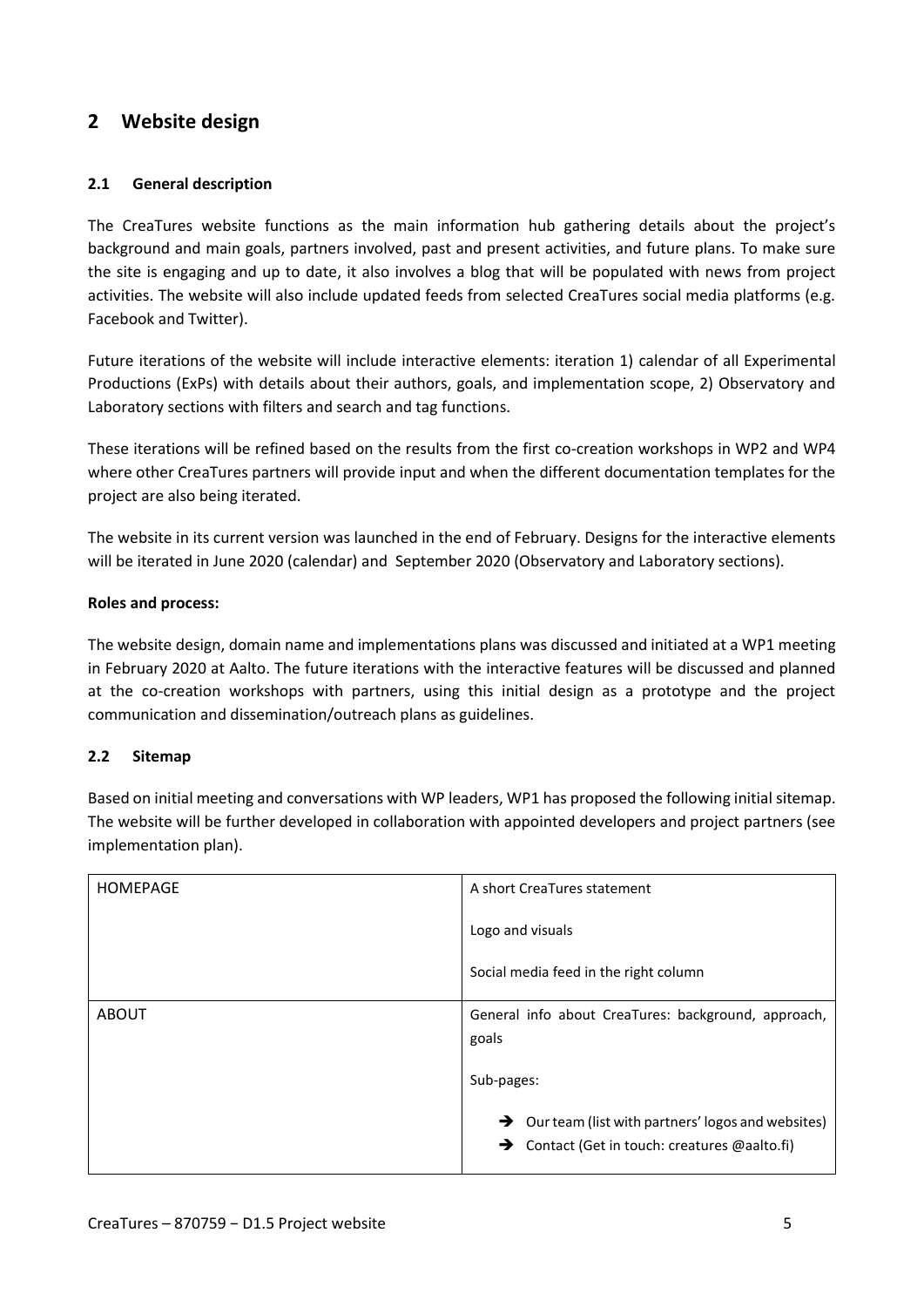## 2 Website design

### 2.1 General description

The CreaTures website functions as the main information hub gathering details about the project's background and main goals, partners involved, past and present activities, and future plans. To make sure the site is engaging and up to date, it also involves a blog that will be populated with news from project activities. The website will also include updated feeds from selected CreaTures social media platforms (e.g. Facebook and Twitter).

Future iterations of the website will include interactive elements: iteration 1) calendar of all Experimental Productions (ExPs) with details about their authors, goals, and implementation scope, 2) Observatory and Laboratory sections with filters and search and tag functions.

These iterations will be refined based on the results from the first co-creation workshops in WP2 and WP4 where other CreaTures partners will provide input and when the different documentation templates for the project are also being iterated.

The website in its current version was launched in the end of February. Designs for the interactive elements will be iterated in June 2020 (calendar) and September 2020 (Observatory and Laboratory sections).

**Roles and process:**

The website design, domain name and implementations plans was discussed and initiated at a WP1 meeting in February 2020 at Aalto. The future iterations with the interactive features will be discussed and planned at the co-creation workshops with partners, using this initial design as a prototype and the project communication and dissemination/outreach plans as guidelines.

### 2.2 Sitemap

Based on initial meeting and conversations with WP leaders, WP1 has proposed the following initial sitemap. The website will be further developed in collaboration with appointed developers and project partners (see implementation plan).

| | |
|---|---|
| HOMEPAGE | A short CreaTures statement<br><br>Logo and visuals<br><br>Social media feed in the right column |
| ABOUT | General info about CreaTures: background, approach, goals<br><br>Sub-pages:<br><br>➔ Our team (list with partners' logos and websites)<br>➔ Contact (Get in touch: creatures @aalto.fi) |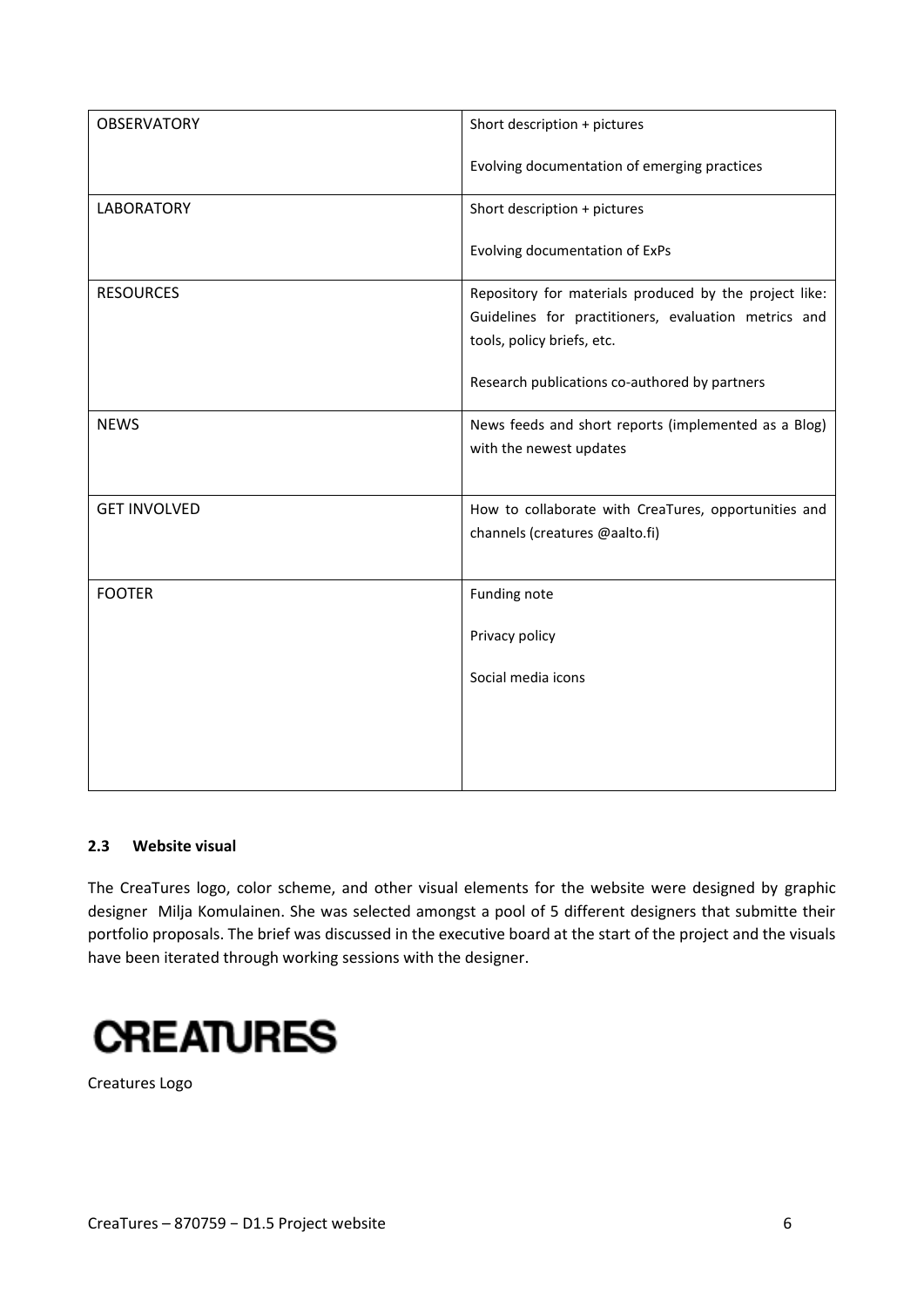| | |
|---|---|
| OBSERVATORY | Short description + pictures<br><br>Evolving documentation of emerging practices |
| LABORATORY | Short description + pictures<br><br>Evolving documentation of ExPs |
| RESOURCES | Repository for materials produced by the project like: Guidelines for practitioners, evaluation metrics and tools, policy briefs, etc.<br><br>Research publications co-authored by partners |
| NEWS | News feeds and short reports (implemented as a Blog) with the newest updates |
| GET INVOLVED | How to collaborate with CreaTures, opportunities and channels (creatures @aalto.fi) |
| FOOTER | Funding note<br><br>Privacy policy<br><br>Social media icons |

### 2.3 Website visual

The CreaTures logo, color scheme, and other visual elements for the website were designed by graphic designer Milja Komulainen. She was selected amongst a pool of 5 different designers that submitte their portfolio proposals. The brief was discussed in the executive board at the start of the project and the visuals have been iterated through working sessions with the designer.

CREATURES

Creatures Logo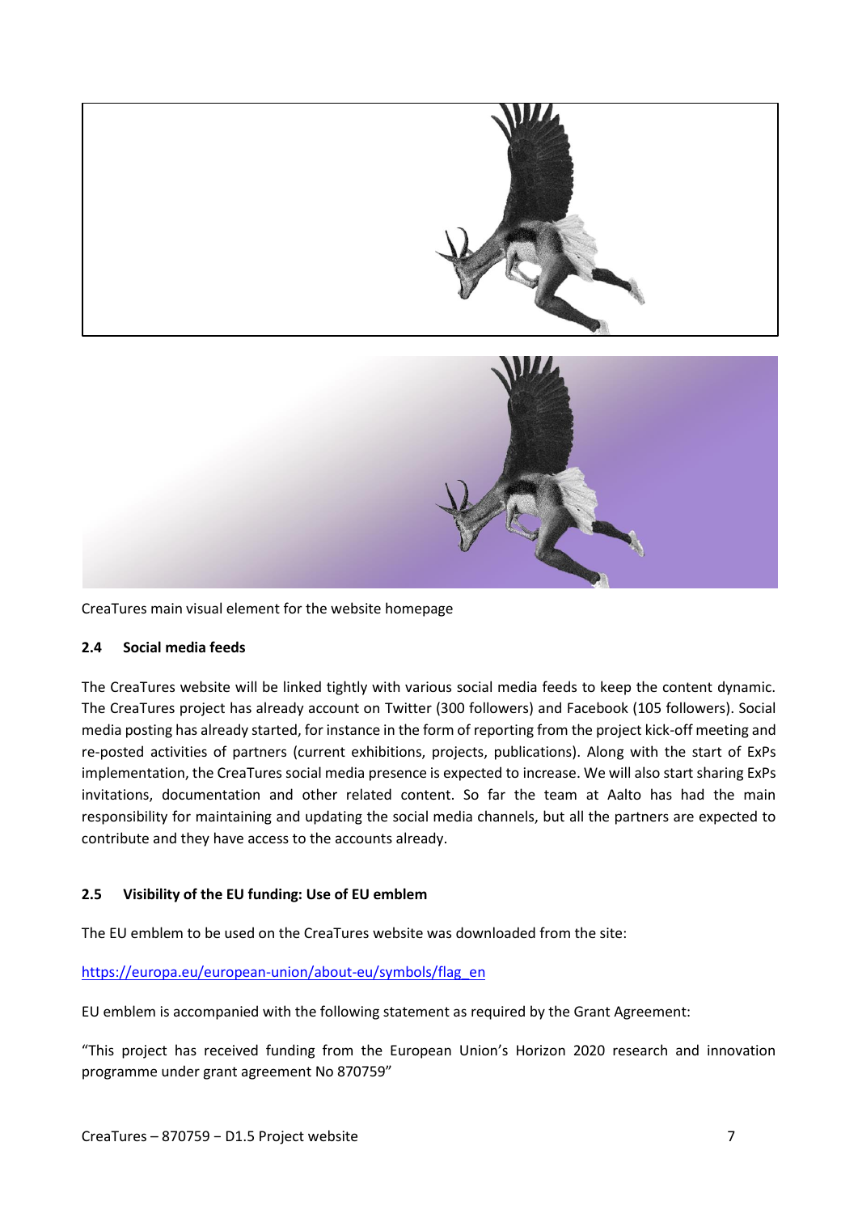CreaTures main visual element for the website homepage

### 2.4 Social media feeds

The CreaTures website will be linked tightly with various social media feeds to keep the content dynamic. The CreaTures project has already account on Twitter (300 followers) and Facebook (105 followers). Social media posting has already started, for instance in the form of reporting from the project kick-off meeting and re-posted activities of partners (current exhibitions, projects, publications). Along with the start of ExPs implementation, the CreaTures social media presence is expected to increase. We will also start sharing ExPs invitations, documentation and other related content. So far the team at Aalto has had the main responsibility for maintaining and updating the social media channels, but all the partners are expected to contribute and they have access to the accounts already.

### 2.5 Visibility of the EU funding: Use of EU emblem

The EU emblem to be used on the CreaTures website was downloaded from the site:

[https://europa.eu/european-union/about-eu/symbols/flag_en](https://europa.eu/european-union/about-eu/symbols/flag_en)

EU emblem is accompanied with the following statement as required by the Grant Agreement:

"This project has received funding from the European Union's Horizon 2020 research and innovation programme under grant agreement No 870759"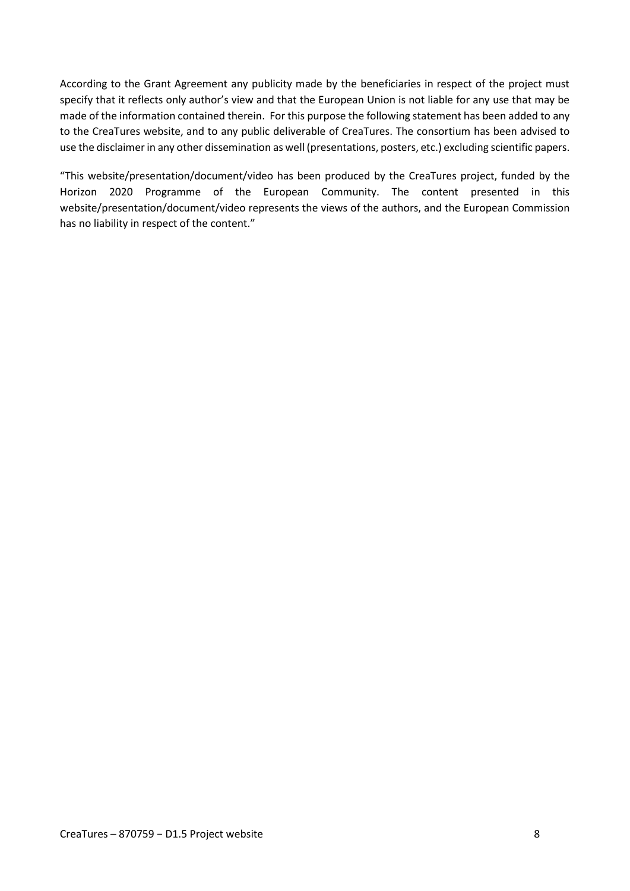According to the Grant Agreement any publicity made by the beneficiaries in respect of the project must specify that it reflects only author's view and that the European Union is not liable for any use that may be made of the information contained therein. For this purpose the following statement has been added to any to the CreaTures website, and to any public deliverable of CreaTures. The consortium has been advised to use the disclaimer in any other dissemination as well (presentations, posters, etc.) excluding scientific papers.

"This website/presentation/document/video has been produced by the CreaTures project, funded by the Horizon 2020 Programme of the European Community. The content presented in this website/presentation/document/video represents the views of the authors, and the European Commission has no liability in respect of the content."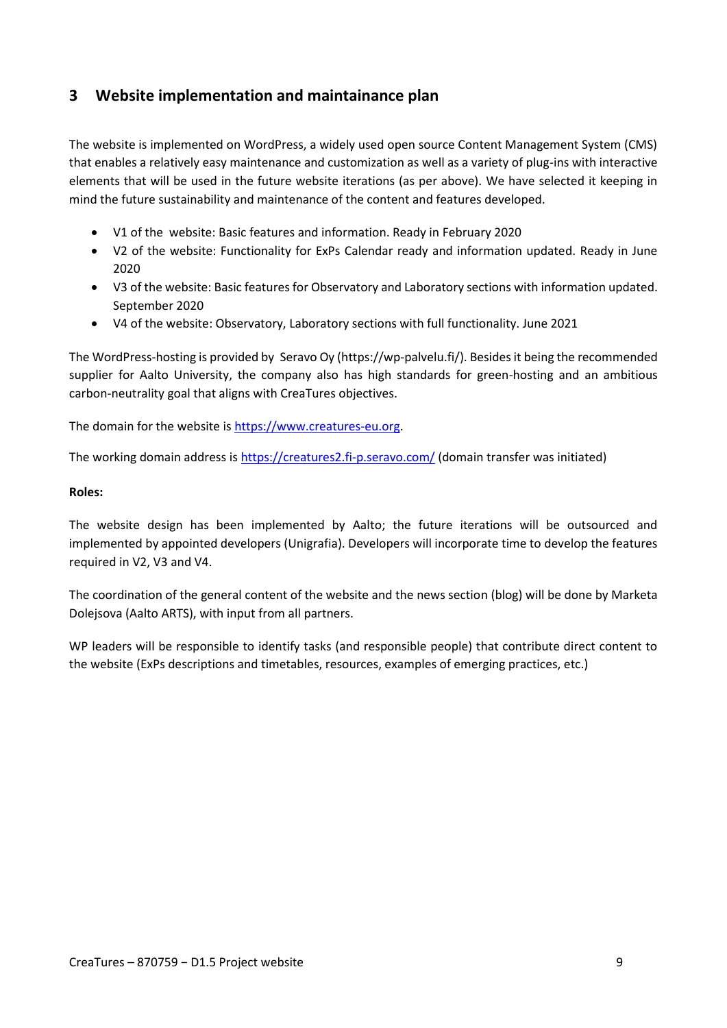## 3 Website implementation and maintainance plan

The website is implemented on WordPress, a widely used open source Content Management System (CMS) that enables a relatively easy maintenance and customization as well as a variety of plug-ins with interactive elements that will be used in the future website iterations (as per above). We have selected it keeping in mind the future sustainability and maintenance of the content and features developed.

- V1 of the website: Basic features and information. Ready in February 2020
- V2 of the website: Functionality for ExPs Calendar ready and information updated. Ready in June 2020
- V3 of the website: Basic features for Observatory and Laboratory sections with information updated. September 2020
- V4 of the website: Observatory, Laboratory sections with full functionality. June 2021

The WordPress-hosting is provided by Seravo Oy (https://wp-palvelu.fi/). Besides it being the recommended supplier for Aalto University, the company also has high standards for green-hosting and an ambitious carbon-neutrality goal that aligns with CreaTures objectives.

The domain for the website is [https://www.creatures-eu.org](https://www.creatures-eu.org).

The working domain address is [https://creatures2.fi-p.seravo.com/](https://creatures2.fi-p.seravo.com/) (domain transfer was initiated)

**Roles:**

The website design has been implemented by Aalto; the future iterations will be outsourced and implemented by appointed developers (Unigrafia). Developers will incorporate time to develop the features required in V2, V3 and V4.

The coordination of the general content of the website and the news section (blog) will be done by Marketa Dolejsova (Aalto ARTS), with input from all partners.

WP leaders will be responsible to identify tasks (and responsible people) that contribute direct content to the website (ExPs descriptions and timetables, resources, examples of emerging practices, etc.)